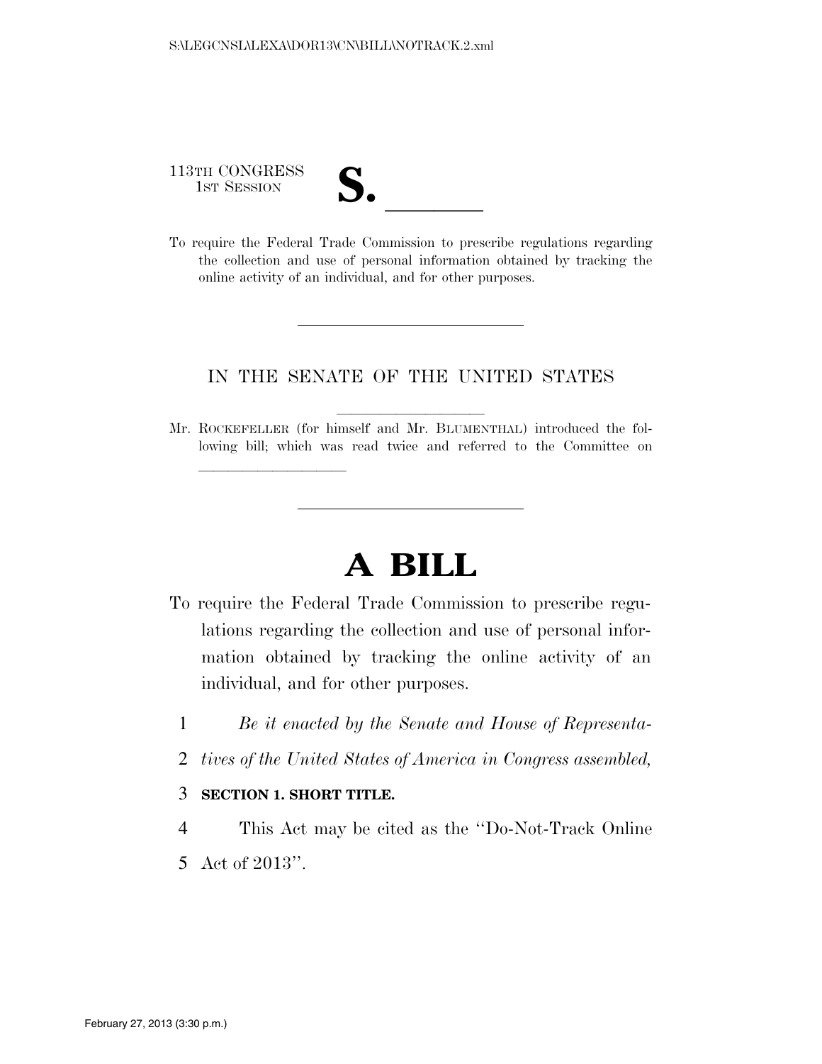113TH CONGRESS
1ST SESSION

**S. \_\_\_\_\_\_**

To require the Federal Trade Commission to prescribe regulations regarding the collection and use of personal information obtained by tracking the online activity of an individual, and for other purposes.

---

IN THE SENATE OF THE UNITED STATES

Mr. ROCKEFELLER (for himself and Mr. BLUMENTHAL) introduced the following bill; which was read twice and referred to the Committee on \_\_\_\_\_\_\_\_\_\_

---

# A BILL

To require the Federal Trade Commission to prescribe regulations regarding the collection and use of personal information obtained by tracking the online activity of an individual, and for other purposes.

1 *Be it enacted by the Senate and House of Representa-*
2 *tives of the United States of America in Congress assembled,*

3 **SECTION 1. SHORT TITLE.**

4 This Act may be cited as the ''Do-Not-Track Online
5 Act of 2013''.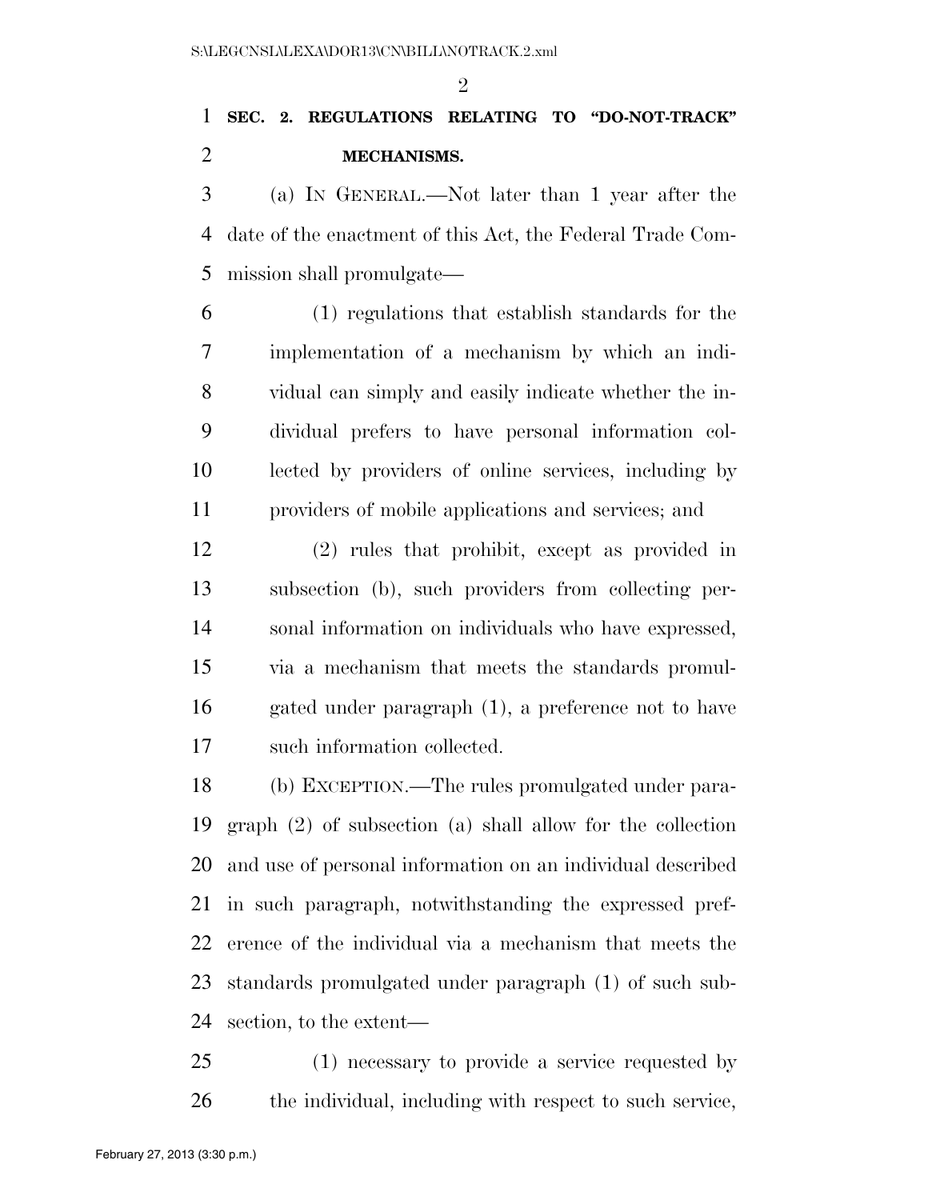## SEC. 2. REGULATIONS RELATING TO "DO-NOT-TRACK" MECHANISMS.

(a) IN GENERAL.—Not later than 1 year after the date of the enactment of this Act, the Federal Trade Commission shall promulgate—

(1) regulations that establish standards for the implementation of a mechanism by which an individual can simply and easily indicate whether the individual prefers to have personal information collected by providers of online services, including by providers of mobile applications and services; and

(2) rules that prohibit, except as provided in subsection (b), such providers from collecting personal information on individuals who have expressed, via a mechanism that meets the standards promulgated under paragraph (1), a preference not to have such information collected.

(b) EXCEPTION.—The rules promulgated under paragraph (2) of subsection (a) shall allow for the collection and use of personal information on an individual described in such paragraph, notwithstanding the expressed preference of the individual via a mechanism that meets the standards promulgated under paragraph (1) of such subsection, to the extent—

(1) necessary to provide a service requested by the individual, including with respect to such service,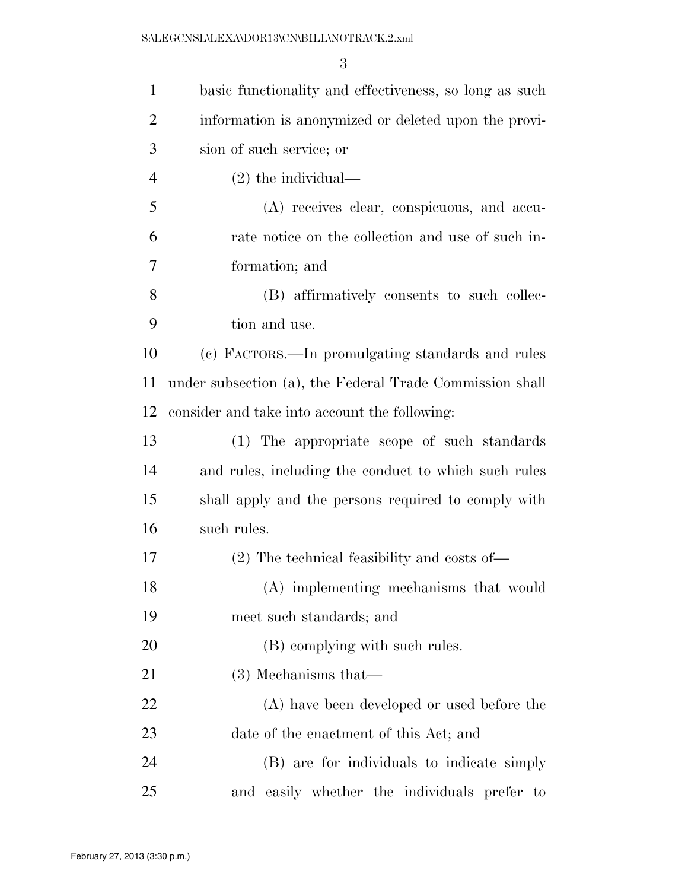basic functionality and effectiveness, so long as such information is anonymized or deleted upon the provision of such service; or

(2) the individual—

(A) receives clear, conspicuous, and accurate notice on the collection and use of such information; and

(B) affirmatively consents to such collection and use.

(c) FACTORS.—In promulgating standards and rules under subsection (a), the Federal Trade Commission shall consider and take into account the following:

(1) The appropriate scope of such standards and rules, including the conduct to which such rules shall apply and the persons required to comply with such rules.

(2) The technical feasibility and costs of—

(A) implementing mechanisms that would meet such standards; and

(B) complying with such rules.

(3) Mechanisms that—

(A) have been developed or used before the date of the enactment of this Act; and

(B) are for individuals to indicate simply and easily whether the individuals prefer to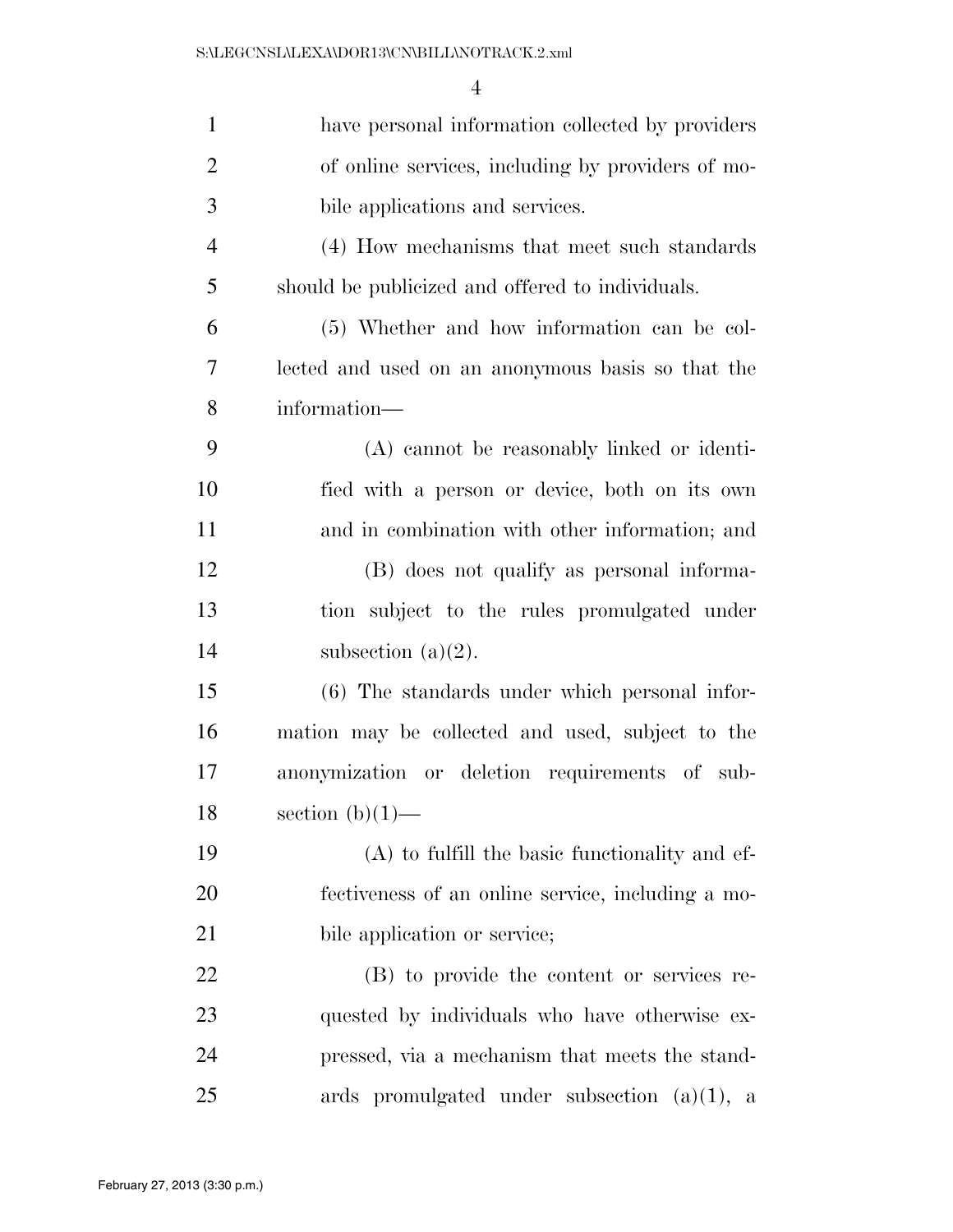have personal information collected by providers of online services, including by providers of mobile applications and services.

(4) How mechanisms that meet such standards should be publicized and offered to individuals.

(5) Whether and how information can be collected and used on an anonymous basis so that the information—

(A) cannot be reasonably linked or identified with a person or device, both on its own and in combination with other information; and

(B) does not qualify as personal information subject to the rules promulgated under subsection (a)(2).

(6) The standards under which personal information may be collected and used, subject to the anonymization or deletion requirements of subsection (b)(1)—

(A) to fulfill the basic functionality and effectiveness of an online service, including a mobile application or service;

(B) to provide the content or services requested by individuals who have otherwise expressed, via a mechanism that meets the standards promulgated under subsection (a)(1), a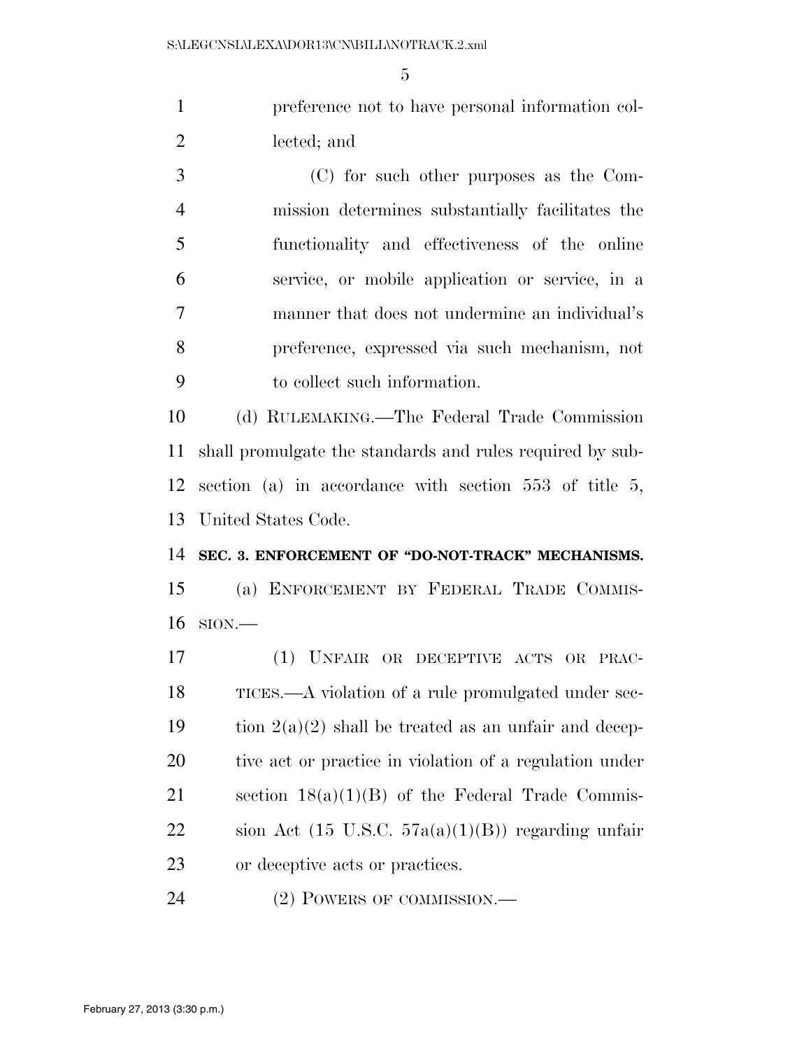preference not to have personal information collected; and

(C) for such other purposes as the Commission determines substantially facilitates the functionality and effectiveness of the online service, or mobile application or service, in a manner that does not undermine an individual's preference, expressed via such mechanism, not to collect such information.

(d) RULEMAKING.—The Federal Trade Commission shall promulgate the standards and rules required by subsection (a) in accordance with section 553 of title 5, United States Code.

**SEC. 3. ENFORCEMENT OF "DO-NOT-TRACK" MECHANISMS.**

(a) ENFORCEMENT BY FEDERAL TRADE COMMISSION.—

(1) UNFAIR OR DECEPTIVE ACTS OR PRACTICES.—A violation of a rule promulgated under section 2(a)(2) shall be treated as an unfair and deceptive act or practice in violation of a regulation under section 18(a)(1)(B) of the Federal Trade Commission Act (15 U.S.C. 57a(a)(1)(B)) regarding unfair or deceptive acts or practices.

(2) POWERS OF COMMISSION.—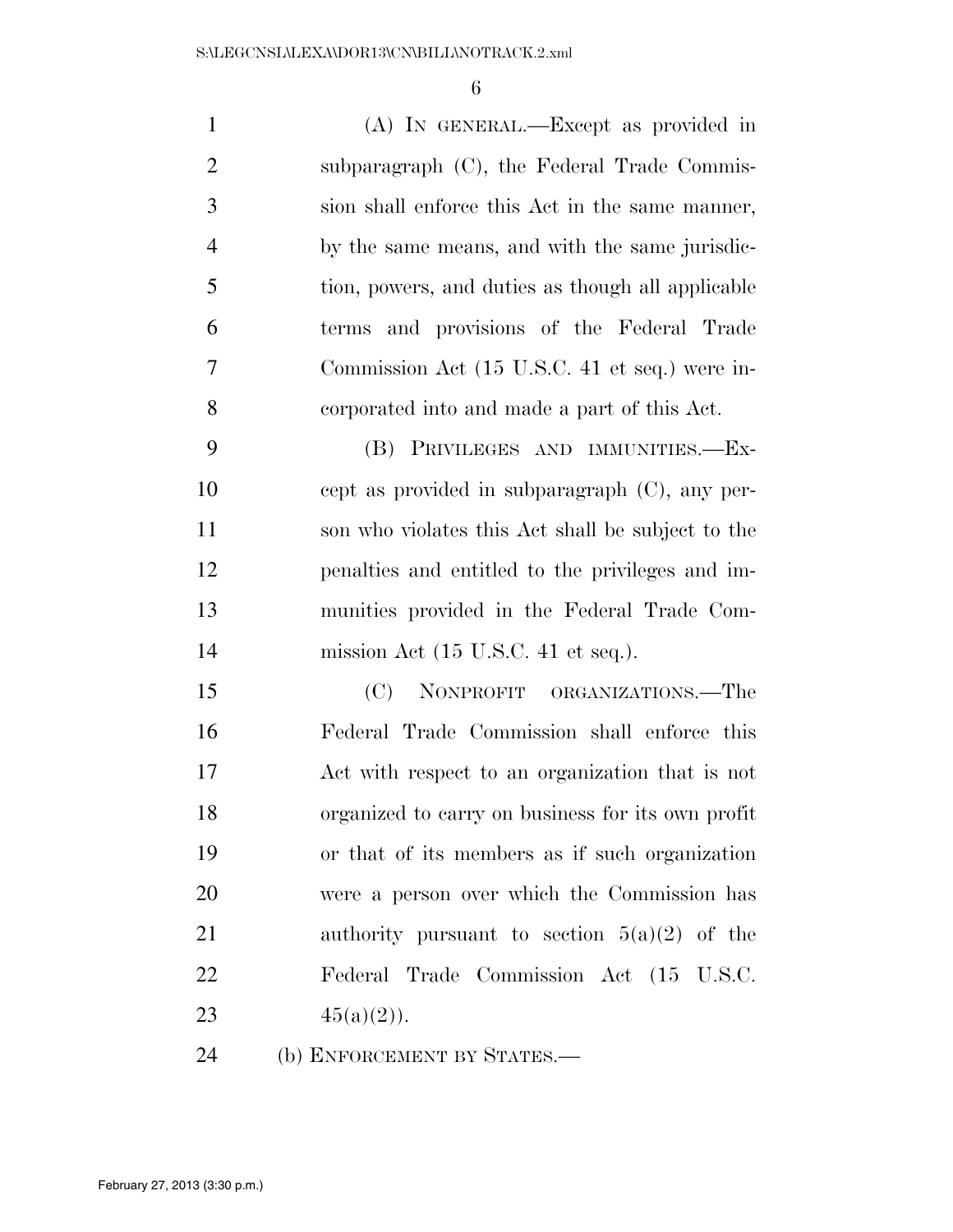(A) IN GENERAL.—Except as provided in subparagraph (C), the Federal Trade Commission shall enforce this Act in the same manner, by the same means, and with the same jurisdiction, powers, and duties as though all applicable terms and provisions of the Federal Trade Commission Act (15 U.S.C. 41 et seq.) were incorporated into and made a part of this Act.

(B) PRIVILEGES AND IMMUNITIES.—Except as provided in subparagraph (C), any person who violates this Act shall be subject to the penalties and entitled to the privileges and immunities provided in the Federal Trade Commission Act (15 U.S.C. 41 et seq.).

(C) NONPROFIT ORGANIZATIONS.—The Federal Trade Commission shall enforce this Act with respect to an organization that is not organized to carry on business for its own profit or that of its members as if such organization were a person over which the Commission has authority pursuant to section 5(a)(2) of the Federal Trade Commission Act (15 U.S.C. 45(a)(2)).

(b) ENFORCEMENT BY STATES.—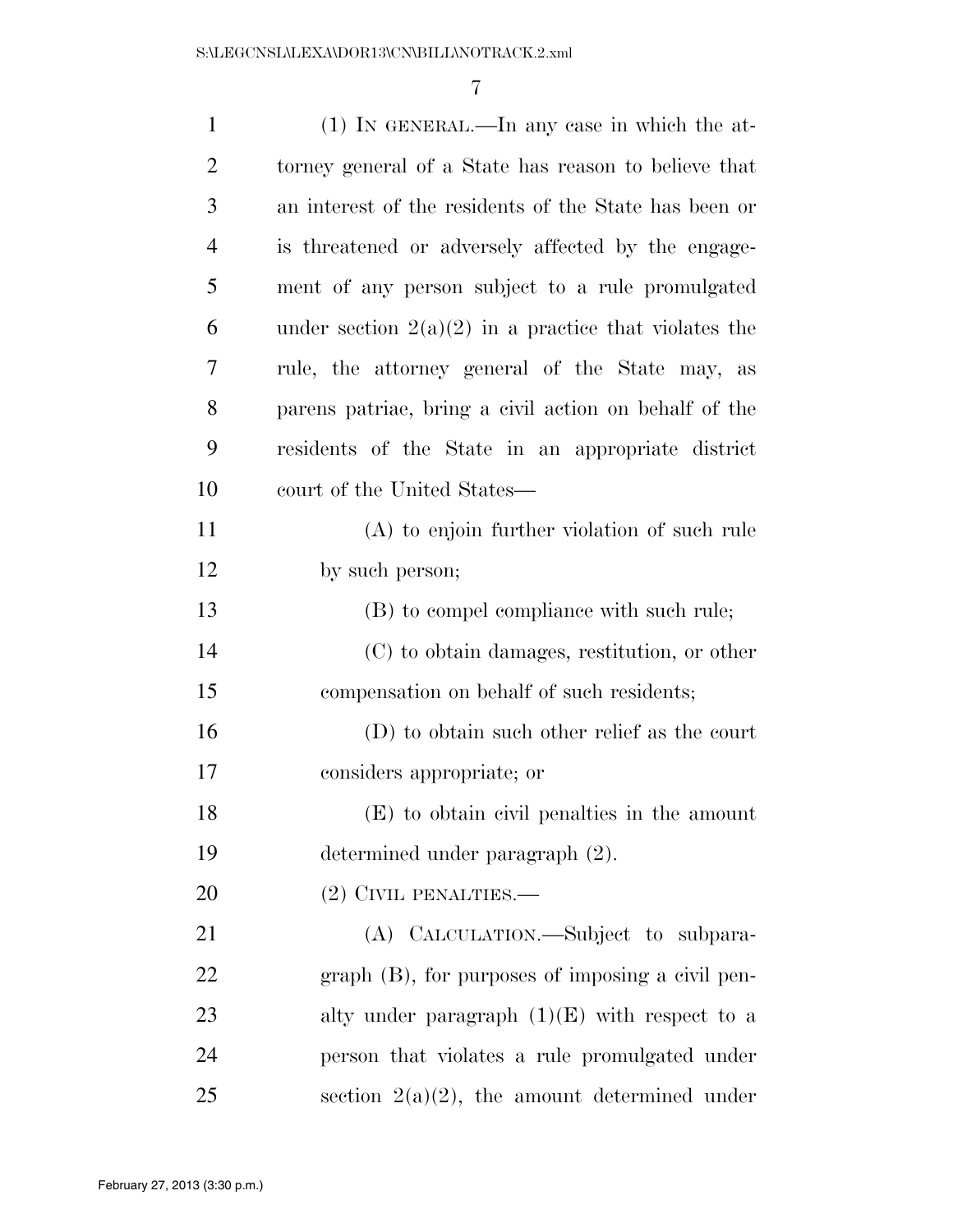(1) IN GENERAL.—In any case in which the attorney general of a State has reason to believe that an interest of the residents of the State has been or is threatened or adversely affected by the engagement of any person subject to a rule promulgated under section 2(a)(2) in a practice that violates the rule, the attorney general of the State may, as parens patriae, bring a civil action on behalf of the residents of the State in an appropriate district court of the United States—

(A) to enjoin further violation of such rule by such person;

(B) to compel compliance with such rule;

(C) to obtain damages, restitution, or other compensation on behalf of such residents;

(D) to obtain such other relief as the court considers appropriate; or

(E) to obtain civil penalties in the amount determined under paragraph (2).

(2) CIVIL PENALTIES.—

(A) CALCULATION.—Subject to subparagraph (B), for purposes of imposing a civil penalty under paragraph (1)(E) with respect to a person that violates a rule promulgated under section 2(a)(2), the amount determined under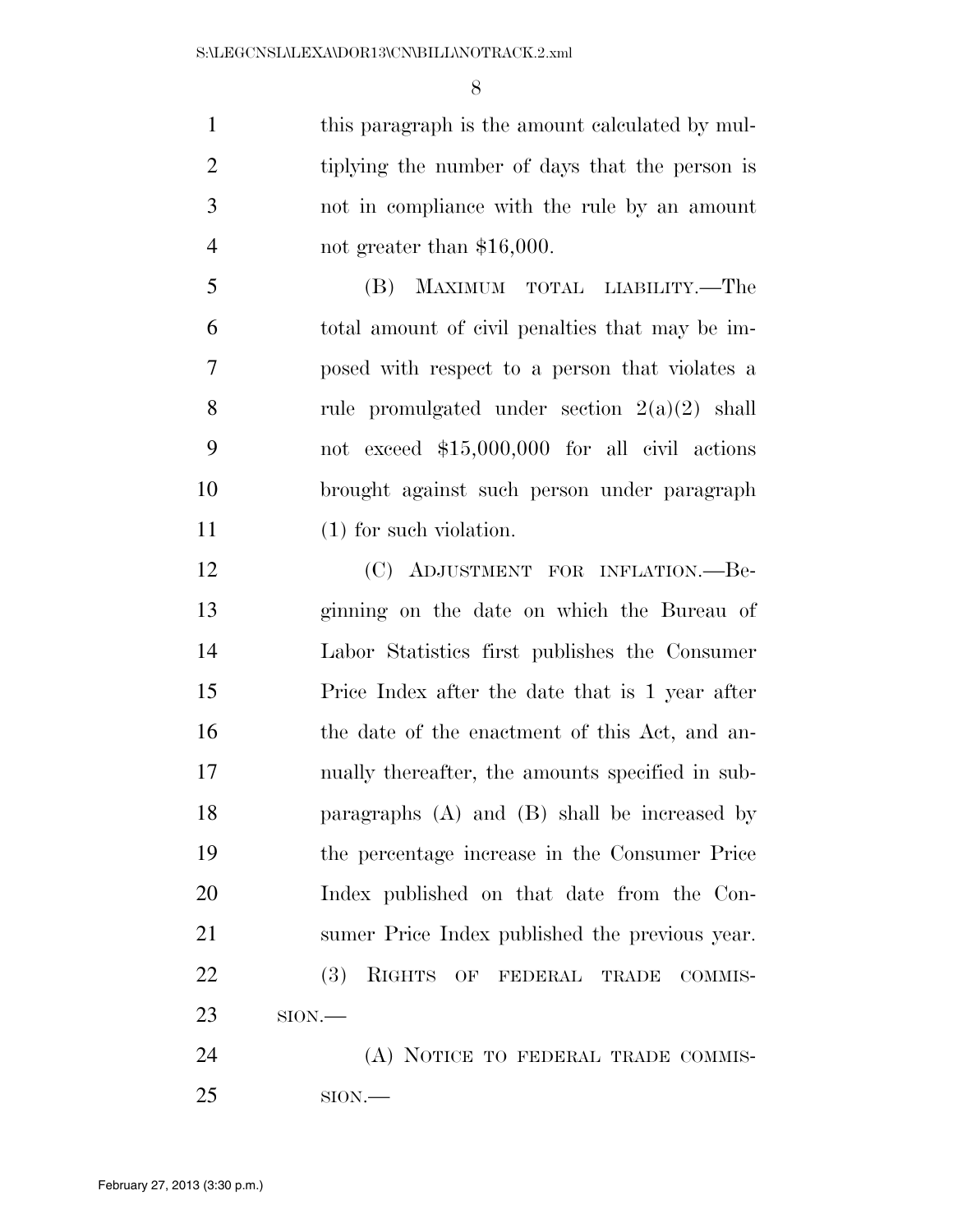this paragraph is the amount calculated by multiplying the number of days that the person is not in compliance with the rule by an amount not greater than $16,000.

(B) MAXIMUM TOTAL LIABILITY.—The total amount of civil penalties that may be imposed with respect to a person that violates a rule promulgated under section 2(a)(2) shall not exceed $15,000,000 for all civil actions brought against such person under paragraph (1) for such violation.

(C) ADJUSTMENT FOR INFLATION.—Beginning on the date on which the Bureau of Labor Statistics first publishes the Consumer Price Index after the date that is 1 year after the date of the enactment of this Act, and annually thereafter, the amounts specified in subparagraphs (A) and (B) shall be increased by the percentage increase in the Consumer Price Index published on that date from the Consumer Price Index published the previous year.

(3) RIGHTS OF FEDERAL TRADE COMMISSION.—

(A) NOTICE TO FEDERAL TRADE COMMISSION.—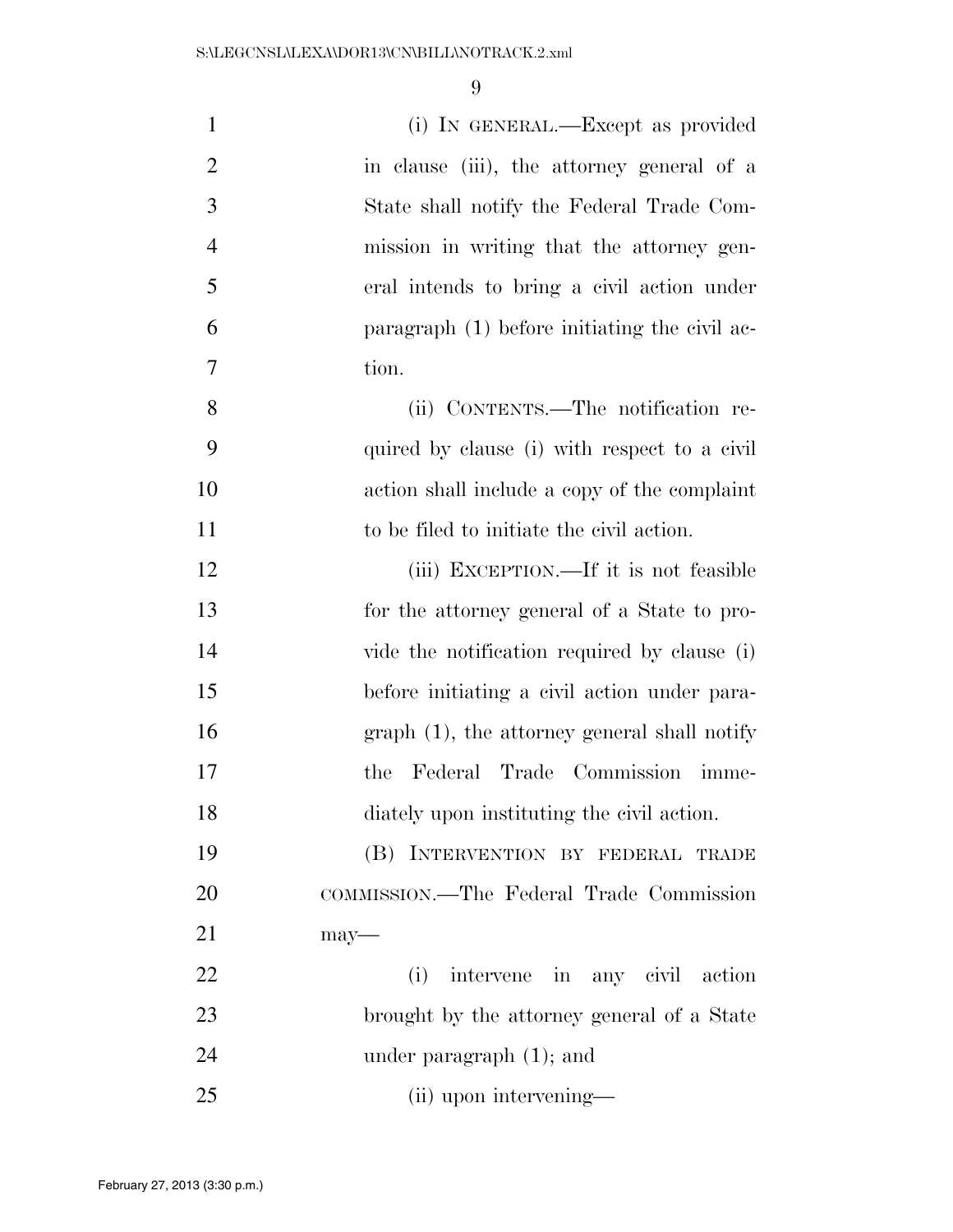(i) IN GENERAL.—Except as provided in clause (iii), the attorney general of a State shall notify the Federal Trade Commission in writing that the attorney general intends to bring a civil action under paragraph (1) before initiating the civil action.

(ii) CONTENTS.—The notification required by clause (i) with respect to a civil action shall include a copy of the complaint to be filed to initiate the civil action.

(iii) EXCEPTION.—If it is not feasible for the attorney general of a State to provide the notification required by clause (i) before initiating a civil action under paragraph (1), the attorney general shall notify the Federal Trade Commission immediately upon instituting the civil action.

(B) INTERVENTION BY FEDERAL TRADE COMMISSION.—The Federal Trade Commission may—

(i) intervene in any civil action brought by the attorney general of a State under paragraph (1); and

(ii) upon intervening—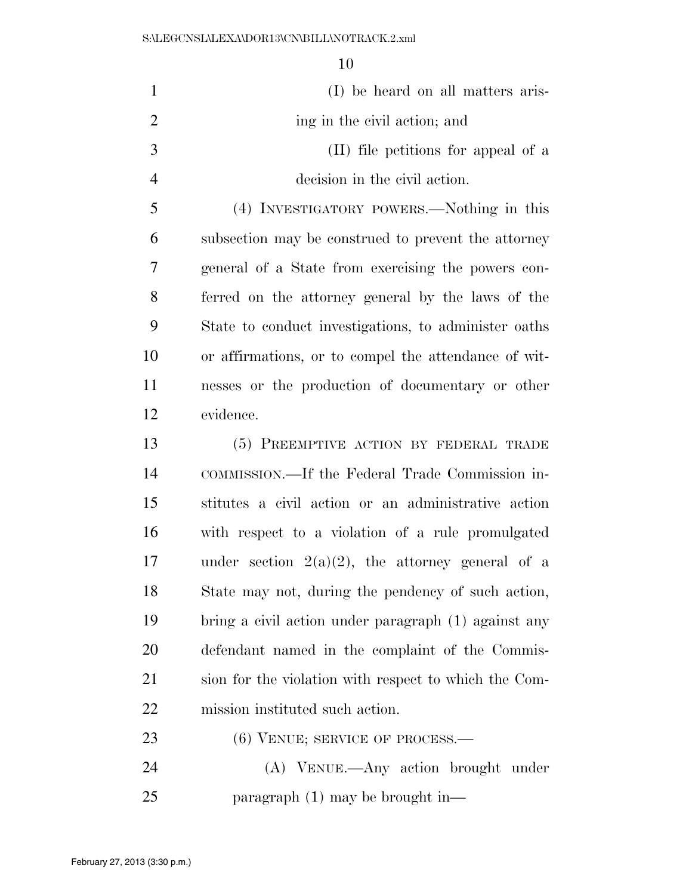(I) be heard on all matters arising in the civil action; and

(II) file petitions for appeal of a decision in the civil action.

(4) INVESTIGATORY POWERS.—Nothing in this subsection may be construed to prevent the attorney general of a State from exercising the powers conferred on the attorney general by the laws of the State to conduct investigations, to administer oaths or affirmations, or to compel the attendance of witnesses or the production of documentary or other evidence.

(5) PREEMPTIVE ACTION BY FEDERAL TRADE COMMISSION.—If the Federal Trade Commission institutes a civil action or an administrative action with respect to a violation of a rule promulgated under section 2(a)(2), the attorney general of a State may not, during the pendency of such action, bring a civil action under paragraph (1) against any defendant named in the complaint of the Commission for the violation with respect to which the Commission instituted such action.

(6) VENUE; SERVICE OF PROCESS.—

(A) VENUE.—Any action brought under paragraph (1) may be brought in—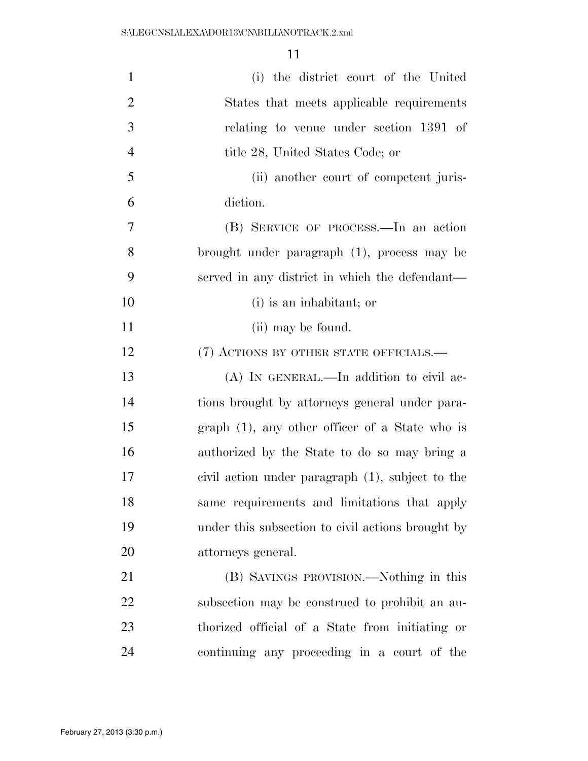(i) the district court of the United States that meets applicable requirements relating to venue under section 1391 of title 28, United States Code; or

(ii) another court of competent jurisdiction.

(B) SERVICE OF PROCESS.—In an action brought under paragraph (1), process may be served in any district in which the defendant—

(i) is an inhabitant; or

(ii) may be found.

(7) ACTIONS BY OTHER STATE OFFICIALS.—

(A) IN GENERAL.—In addition to civil actions brought by attorneys general under paragraph (1), any other officer of a State who is authorized by the State to do so may bring a civil action under paragraph (1), subject to the same requirements and limitations that apply under this subsection to civil actions brought by attorneys general.

(B) SAVINGS PROVISION.—Nothing in this subsection may be construed to prohibit an authorized official of a State from initiating or continuing any proceeding in a court of the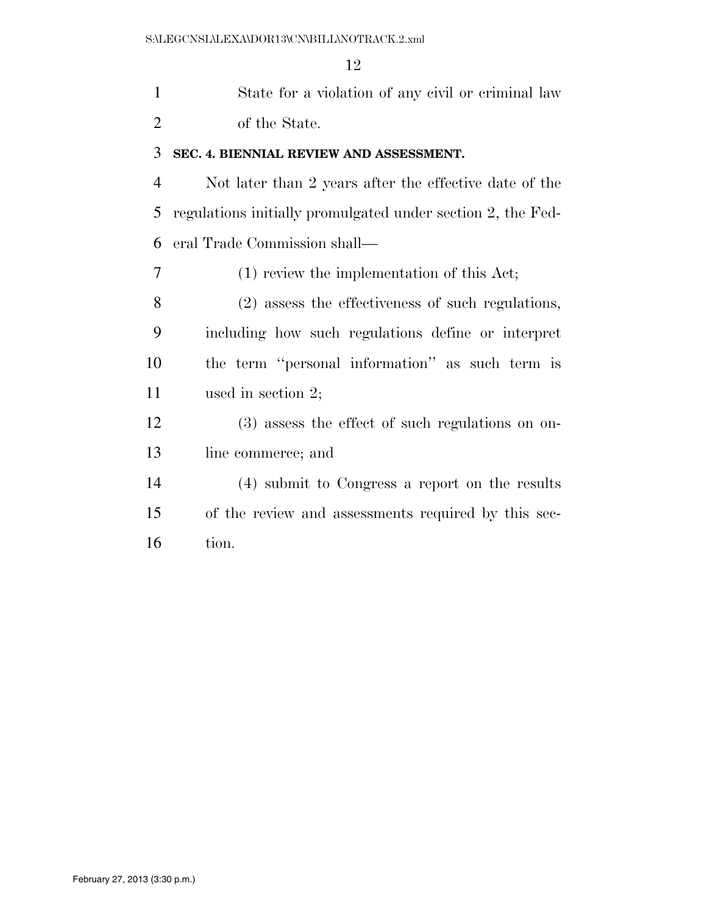State for a violation of any civil or criminal law of the State.

### SEC. 4. BIENNIAL REVIEW AND ASSESSMENT.

Not later than 2 years after the effective date of the regulations initially promulgated under section 2, the Federal Trade Commission shall—

(1) review the implementation of this Act;

(2) assess the effectiveness of such regulations, including how such regulations define or interpret the term ''personal information'' as such term is used in section 2;

(3) assess the effect of such regulations on online commerce; and

(4) submit to Congress a report on the results of the review and assessments required by this section.